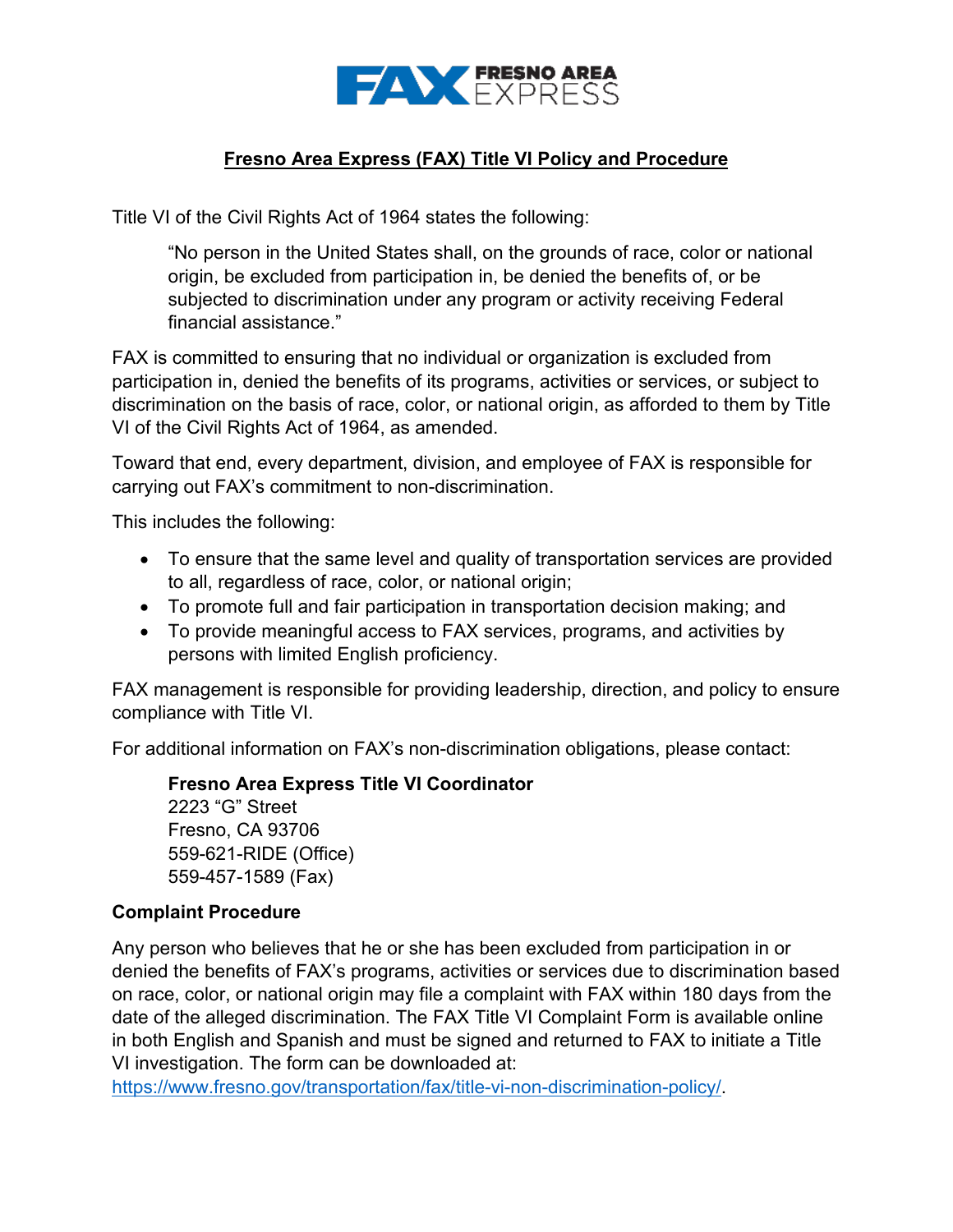FAX FRESNO AREA EXPRESS

# Fresno Area Express (FAX) Title VI Policy and Procedure

Title VI of the Civil Rights Act of 1964 states the following:

> "No person in the United States shall, on the grounds of race, color or national origin, be excluded from participation in, be denied the benefits of, or be subjected to discrimination under any program or activity receiving Federal financial assistance."

FAX is committed to ensuring that no individual or organization is excluded from participation in, denied the benefits of its programs, activities or services, or subject to discrimination on the basis of race, color, or national origin, as afforded to them by Title VI of the Civil Rights Act of 1964, as amended.

Toward that end, every department, division, and employee of FAX is responsible for carrying out FAX's commitment to non-discrimination.

This includes the following:

- To ensure that the same level and quality of transportation services are provided to all, regardless of race, color, or national origin;
- To promote full and fair participation in transportation decision making; and
- To provide meaningful access to FAX services, programs, and activities by persons with limited English proficiency.

FAX management is responsible for providing leadership, direction, and policy to ensure compliance with Title VI.

For additional information on FAX's non-discrimination obligations, please contact:

> **Fresno Area Express Title VI Coordinator**
> 2223 "G" Street
> Fresno, CA 93706
> 559-621-RIDE (Office)
> 559-457-1589 (Fax)

**Complaint Procedure**

Any person who believes that he or she has been excluded from participation in or denied the benefits of FAX's programs, activities or services due to discrimination based on race, color, or national origin may file a complaint with FAX within 180 days from the date of the alleged discrimination. The FAX Title VI Complaint Form is available online in both English and Spanish and must be signed and returned to FAX to initiate a Title VI investigation. The form can be downloaded at: https://www.fresno.gov/transportation/fax/title-vi-non-discrimination-policy/.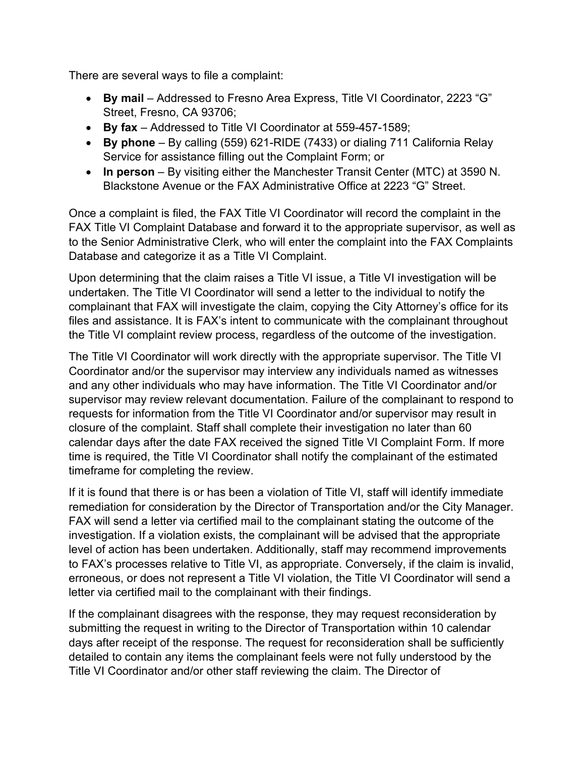There are several ways to file a complaint:

- **By mail** – Addressed to Fresno Area Express, Title VI Coordinator, 2223 “G” Street, Fresno, CA 93706;
- **By fax** – Addressed to Title VI Coordinator at 559-457-1589;
- **By phone** – By calling (559) 621-RIDE (7433) or dialing 711 California Relay Service for assistance filling out the Complaint Form; or
- **In person** – By visiting either the Manchester Transit Center (MTC) at 3590 N. Blackstone Avenue or the FAX Administrative Office at 2223 “G” Street.

Once a complaint is filed, the FAX Title VI Coordinator will record the complaint in the FAX Title VI Complaint Database and forward it to the appropriate supervisor, as well as to the Senior Administrative Clerk, who will enter the complaint into the FAX Complaints Database and categorize it as a Title VI Complaint.

Upon determining that the claim raises a Title VI issue, a Title VI investigation will be undertaken. The Title VI Coordinator will send a letter to the individual to notify the complainant that FAX will investigate the claim, copying the City Attorney’s office for its files and assistance. It is FAX’s intent to communicate with the complainant throughout the Title VI complaint review process, regardless of the outcome of the investigation.

The Title VI Coordinator will work directly with the appropriate supervisor. The Title VI Coordinator and/or the supervisor may interview any individuals named as witnesses and any other individuals who may have information. The Title VI Coordinator and/or supervisor may review relevant documentation. Failure of the complainant to respond to requests for information from the Title VI Coordinator and/or supervisor may result in closure of the complaint. Staff shall complete their investigation no later than 60 calendar days after the date FAX received the signed Title VI Complaint Form. If more time is required, the Title VI Coordinator shall notify the complainant of the estimated timeframe for completing the review.

If it is found that there is or has been a violation of Title VI, staff will identify immediate remediation for consideration by the Director of Transportation and/or the City Manager. FAX will send a letter via certified mail to the complainant stating the outcome of the investigation. If a violation exists, the complainant will be advised that the appropriate level of action has been undertaken. Additionally, staff may recommend improvements to FAX’s processes relative to Title VI, as appropriate. Conversely, if the claim is invalid, erroneous, or does not represent a Title VI violation, the Title VI Coordinator will send a letter via certified mail to the complainant with their findings.

If the complainant disagrees with the response, they may request reconsideration by submitting the request in writing to the Director of Transportation within 10 calendar days after receipt of the response. The request for reconsideration shall be sufficiently detailed to contain any items the complainant feels were not fully understood by the Title VI Coordinator and/or other staff reviewing the claim. The Director of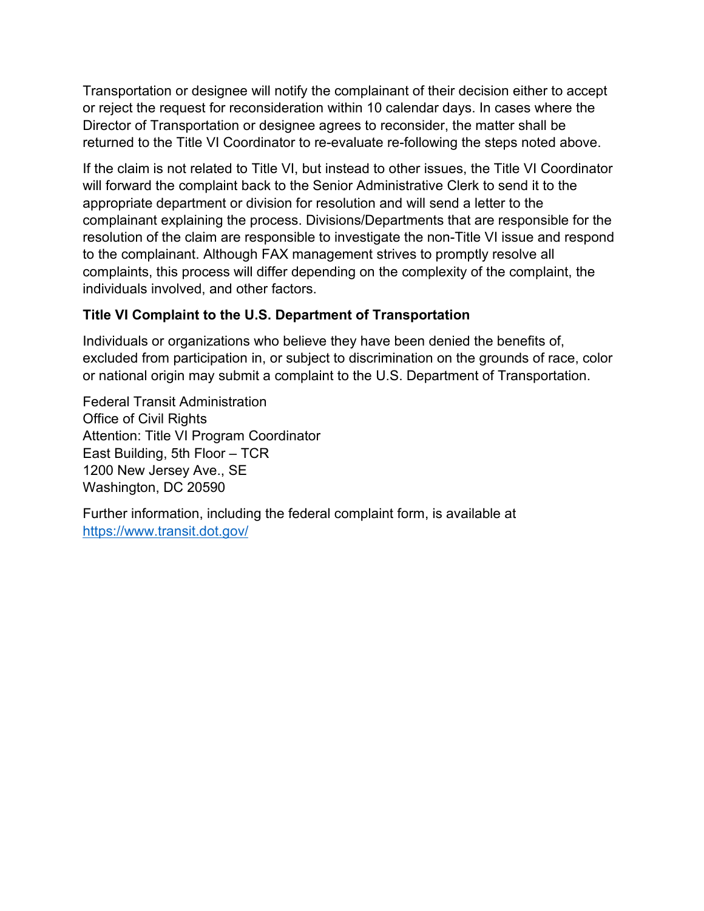Transportation or designee will notify the complainant of their decision either to accept or reject the request for reconsideration within 10 calendar days. In cases where the Director of Transportation or designee agrees to reconsider, the matter shall be returned to the Title VI Coordinator to re-evaluate re-following the steps noted above.

If the claim is not related to Title VI, but instead to other issues, the Title VI Coordinator will forward the complaint back to the Senior Administrative Clerk to send it to the appropriate department or division for resolution and will send a letter to the complainant explaining the process. Divisions/Departments that are responsible for the resolution of the claim are responsible to investigate the non-Title VI issue and respond to the complainant. Although FAX management strives to promptly resolve all complaints, this process will differ depending on the complexity of the complaint, the individuals involved, and other factors.

**Title VI Complaint to the U.S. Department of Transportation**

Individuals or organizations who believe they have been denied the benefits of, excluded from participation in, or subject to discrimination on the grounds of race, color or national origin may submit a complaint to the U.S. Department of Transportation.

Federal Transit Administration
Office of Civil Rights
Attention: Title VI Program Coordinator
East Building, 5th Floor – TCR
1200 New Jersey Ave., SE
Washington, DC 20590

Further information, including the federal complaint form, is available at
https://www.transit.dot.gov/